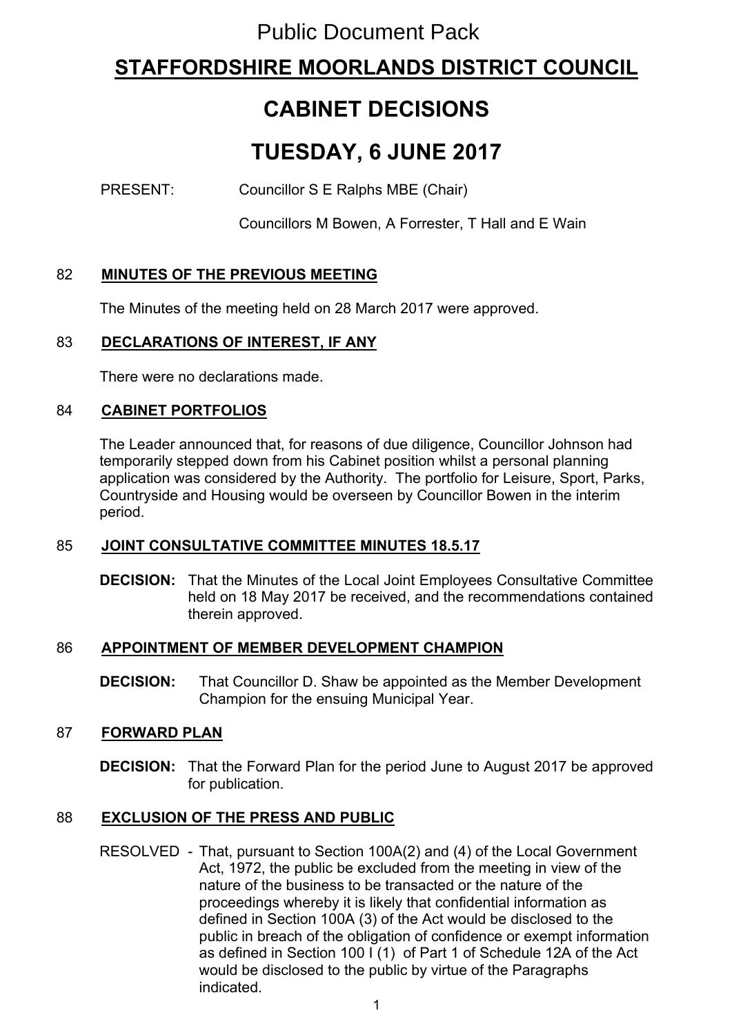Public Document Pack

# STAFFORDSHIRE MOORLANDS DISTRICT COUNCIL

# CABINET DECISIONS

# TUESDAY, 6 JUNE 2017

PRESENT: Councillor S E Ralphs MBE (Chair)

Councillors M Bowen, A Forrester, T Hall and E Wain

## 82 MINUTES OF THE PREVIOUS MEETING

The Minutes of the meeting held on 28 March 2017 were approved.

## 83 DECLARATIONS OF INTEREST, IF ANY

There were no declarations made.

## 84 CABINET PORTFOLIOS

The Leader announced that, for reasons of due diligence, Councillor Johnson had temporarily stepped down from his Cabinet position whilst a personal planning application was considered by the Authority. The portfolio for Leisure, Sport, Parks, Countryside and Housing would be overseen by Councillor Bowen in the interim period.

## 85 JOINT CONSULTATIVE COMMITTEE MINUTES 18.5.17

**DECISION:** That the Minutes of the Local Joint Employees Consultative Committee held on 18 May 2017 be received, and the recommendations contained therein approved.

## 86 APPOINTMENT OF MEMBER DEVELOPMENT CHAMPION

**DECISION:** That Councillor D. Shaw be appointed as the Member Development Champion for the ensuing Municipal Year.

## 87 FORWARD PLAN

**DECISION:** That the Forward Plan for the period June to August 2017 be approved for publication.

## 88 EXCLUSION OF THE PRESS AND PUBLIC

RESOLVED - That, pursuant to Section 100A(2) and (4) of the Local Government Act, 1972, the public be excluded from the meeting in view of the nature of the business to be transacted or the nature of the proceedings whereby it is likely that confidential information as defined in Section 100A (3) of the Act would be disclosed to the public in breach of the obligation of confidence or exempt information as defined in Section 100 I (1) of Part 1 of Schedule 12A of the Act would be disclosed to the public by virtue of the Paragraphs indicated.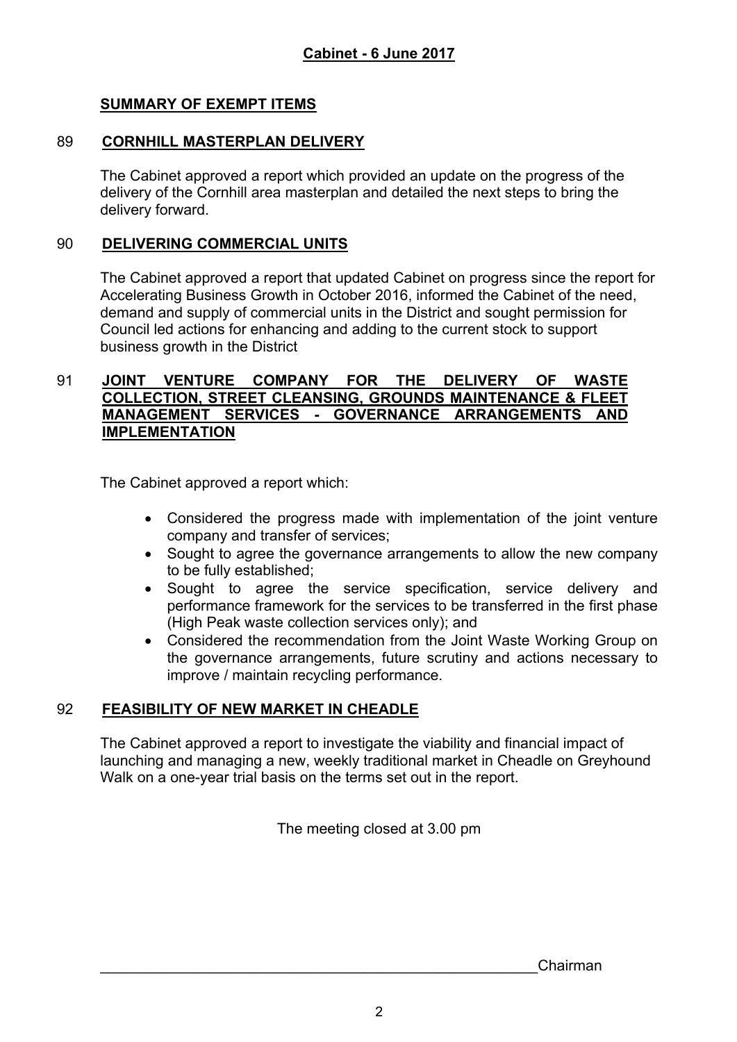## Cabinet - 6 June 2017

### SUMMARY OF EXEMPT ITEMS

### 89 CORNHILL MASTERPLAN DELIVERY

The Cabinet approved a report which provided an update on the progress of the delivery of the Cornhill area masterplan and detailed the next steps to bring the delivery forward.

### 90 DELIVERING COMMERCIAL UNITS

The Cabinet approved a report that updated Cabinet on progress since the report for Accelerating Business Growth in October 2016, informed the Cabinet of the need, demand and supply of commercial units in the District and sought permission for Council led actions for enhancing and adding to the current stock to support business growth in the District

### 91 JOINT VENTURE COMPANY FOR THE DELIVERY OF WASTE COLLECTION, STREET CLEANSING, GROUNDS MAINTENANCE & FLEET MANAGEMENT SERVICES - GOVERNANCE ARRANGEMENTS AND IMPLEMENTATION

The Cabinet approved a report which:

- Considered the progress made with implementation of the joint venture company and transfer of services;
- Sought to agree the governance arrangements to allow the new company to be fully established;
- Sought to agree the service specification, service delivery and performance framework for the services to be transferred in the first phase (High Peak waste collection services only); and
- Considered the recommendation from the Joint Waste Working Group on the governance arrangements, future scrutiny and actions necessary to improve / maintain recycling performance.

### 92 FEASIBILITY OF NEW MARKET IN CHEADLE

The Cabinet approved a report to investigate the viability and financial impact of launching and managing a new, weekly traditional market in Cheadle on Greyhound Walk on a one-year trial basis on the terms set out in the report.

The meeting closed at 3.00 pm

\_\_\_\_\_\_\_\_\_\_\_\_\_\_\_\_\_\_\_\_\_\_\_\_\_\_\_\_\_\_\_\_\_\_\_\_\_\_\_\_\_\_\_\_\_\_\_\_\_\_\_\_\_\_Chairman